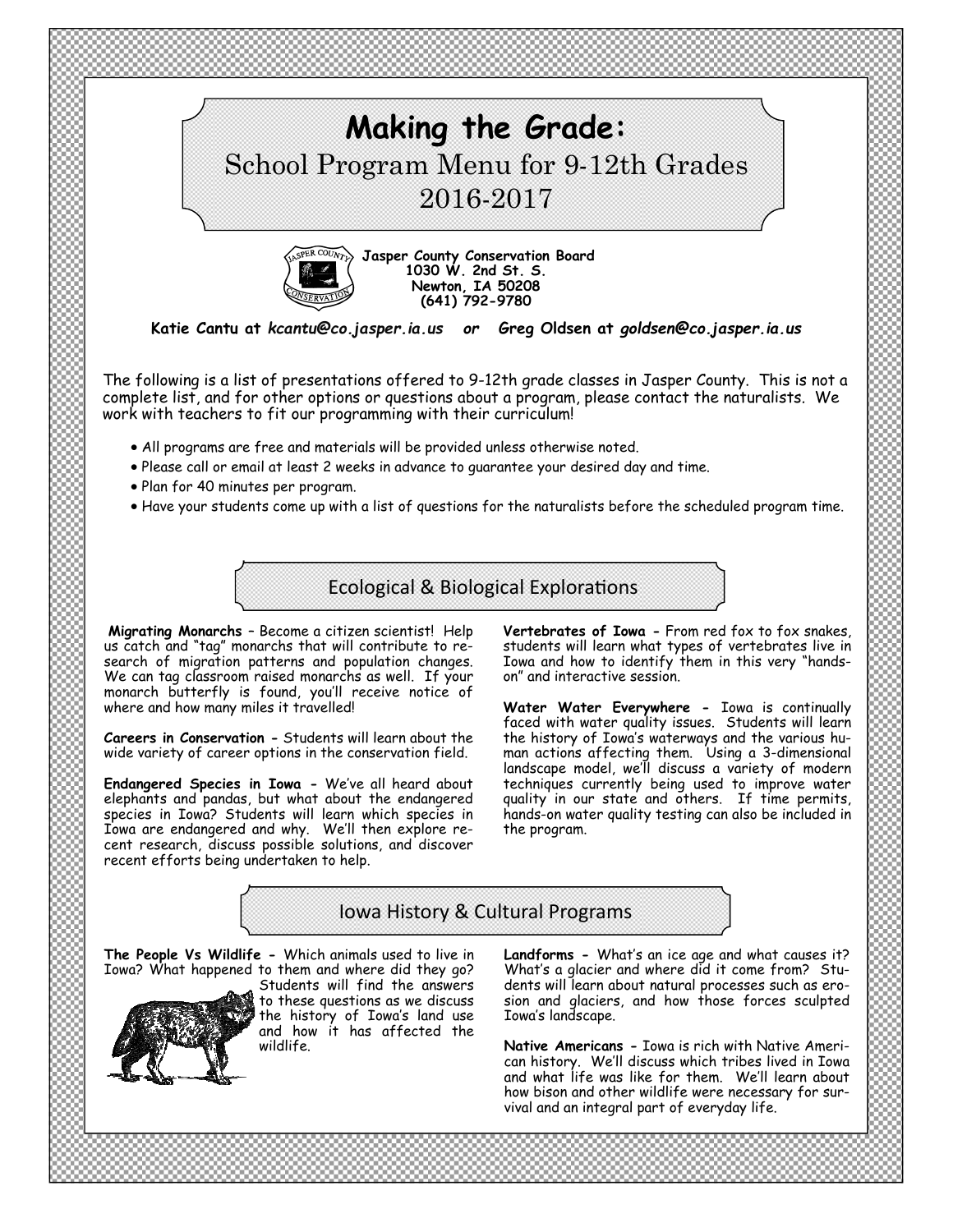# Making the Grade:

## School Program Menu for 9-12th Grades
## 2016-2017

**Jasper County Conservation Board**
**1030 W. 2nd St. S.**
**Newton, IA 50208**
**(641) 792-9780**

**Katie Cantu at *kcantu@co.jasper.ia.us* or Greg Oldsen at *goldsen@co.jasper.ia.us***

The following is a list of presentations offered to 9-12th grade classes in Jasper County. This is not a complete list, and for other options or questions about a program, please contact the naturalists. We work with teachers to fit our programming with their curriculum!

- All programs are free and materials will be provided unless otherwise noted.
- Please call or email at least 2 weeks in advance to guarantee your desired day and time.
- Plan for 40 minutes per program.
- Have your students come up with a list of questions for the naturalists before the scheduled program time.

## Ecological & Biological Explorations

**Migrating Monarchs** – Become a citizen scientist! Help us catch and "tag" monarchs that will contribute to research of migration patterns and population changes. We can tag classroom raised monarchs as well. If your monarch butterfly is found, you'll receive notice of where and how many miles it travelled!

**Careers in Conservation -** Students will learn about the wide variety of career options in the conservation field.

**Endangered Species in Iowa -** We've all heard about elephants and pandas, but what about the endangered species in Iowa? Students will learn which species in Iowa are endangered and why. We'll then explore recent research, discuss possible solutions, and discover recent efforts being undertaken to help.

**Vertebrates of Iowa -** From red fox to fox snakes, students will learn what types of vertebrates live in Iowa and how to identify them in this very "hands-on" and interactive session.

**Water Water Everywhere -** Iowa is continually faced with water quality issues. Students will learn the history of Iowa's waterways and the various human actions affecting them. Using a 3-dimensional landscape model, we'll discuss a variety of modern techniques currently being used to improve water quality in our state and others. If time permits, hands-on water quality testing can also be included in the program.

## Iowa History & Cultural Programs

**The People Vs Wildlife -** Which animals used to live in Iowa? What happened to them and where did they go? Students will find the answers to these questions as we discuss the history of Iowa's land use and how it has affected the wildlife.

**Landforms -** What's an ice age and what causes it? What's a glacier and where did it come from? Students will learn about natural processes such as erosion and glaciers, and how those forces sculpted Iowa's landscape.

**Native Americans -** Iowa is rich with Native American history. We'll discuss which tribes lived in Iowa and what life was like for them. We'll learn about how bison and other wildlife were necessary for survival and an integral part of everyday life.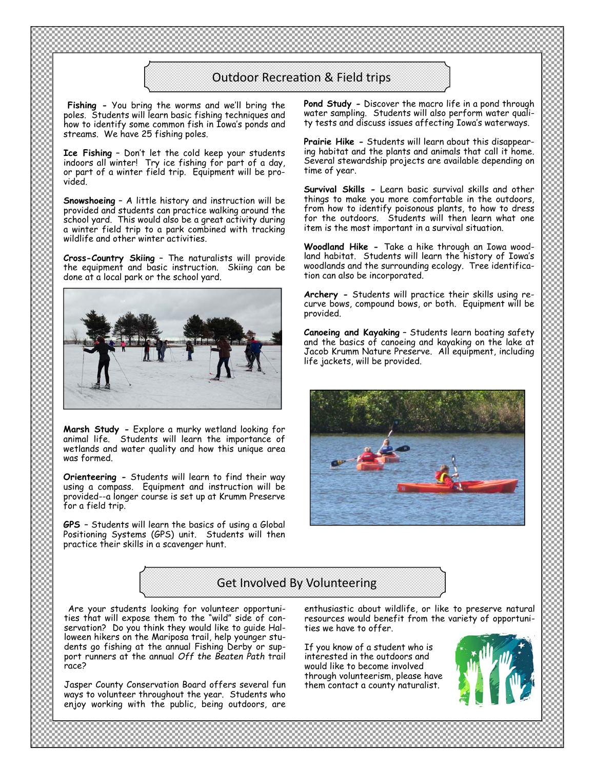## Outdoor Recreation & Field trips

**Fishing -** You bring the worms and we'll bring the poles. Students will learn basic fishing techniques and how to identify some common fish in Iowa's ponds and streams. We have 25 fishing poles.

**Ice Fishing** – Don't let the cold keep your students indoors all winter! Try ice fishing for part of a day, or part of a winter field trip. Equipment will be provided.

**Snowshoeing** – A little history and instruction will be provided and students can practice walking around the school yard. This would also be a great activity during a winter field trip to a park combined with tracking wildlife and other winter activities.

**Cross-Country Skiing** – The naturalists will provide the equipment and basic instruction. Skiing can be done at a local park or the school yard.

**Marsh Study -** Explore a murky wetland looking for animal life. Students will learn the importance of wetlands and water quality and how this unique area was formed.

**Orienteering -** Students will learn to find their way using a compass. Equipment and instruction will be provided--a longer course is set up at Krumm Preserve for a field trip.

**GPS** – Students will learn the basics of using a Global Positioning Systems (GPS) unit. Students will then practice their skills in a scavenger hunt.

**Pond Study -** Discover the macro life in a pond through water sampling. Students will also perform water quality tests and discuss issues affecting Iowa's waterways.

**Prairie Hike -** Students will learn about this disappearing habitat and the plants and animals that call it home. Several stewardship projects are available depending on time of year.

**Survival Skills -** Learn basic survival skills and other things to make you more comfortable in the outdoors, from how to identify poisonous plants, to how to dress for the outdoors. Students will then learn what one item is the most important in a survival situation.

**Woodland Hike -** Take a hike through an Iowa woodland habitat. Students will learn the history of Iowa's woodlands and the surrounding ecology. Tree identification can also be incorporated.

**Archery -** Students will practice their skills using recurve bows, compound bows, or both. Equipment will be provided.

**Canoeing and Kayaking** – Students learn boating safety and the basics of canoeing and kayaking on the lake at Jacob Krumm Nature Preserve. All equipment, including life jackets, will be provided.

## Get Involved By Volunteering

Are your students looking for volunteer opportunities that will expose them to the "wild" side of conservation? Do you think they would like to guide Halloween hikers on the Mariposa trail, help younger students go fishing at the annual Fishing Derby or support runners at the annual *Off the Beaten Path* trail race?

Jasper County Conservation Board offers several fun ways to volunteer throughout the year. Students who enjoy working with the public, being outdoors, are enthusiastic about wildlife, or like to preserve natural resources would benefit from the variety of opportunities we have to offer.

If you know of a student who is interested in the outdoors and would like to become involved through volunteerism, please have them contact a county naturalist.